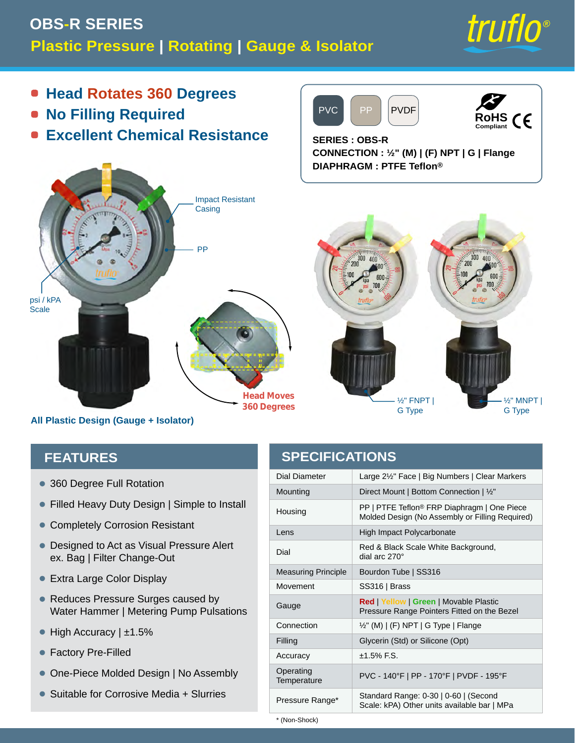# OBS-R SERIES

## Plastic Pressure | Rotating | Gauge & Isolator

truflo®

- **Head Rotates 360 Degrees**
- **No Filling Required**
- **Excellent Chemical Resistance**

PVC | PP | PVDF

RoHS Compliant | CE

**SERIES : OBS-R**
**CONNECTION : ½" (M) | (F) NPT | G | Flange**
**DIAPHRAGM : PTFE Teflon®**

Impact Resistant Casing

PP

psi / kPA Scale

Head Moves 360 Degrees

½" FNPT | G Type

½" MNPT | G Type

**All Plastic Design (Gauge + Isolator)**

## FEATURES

- 360 Degree Full Rotation
- Filled Heavy Duty Design | Simple to Install
- Completely Corrosion Resistant
- Designed to Act as Visual Pressure Alert ex. Bag | Filter Change-Out
- Extra Large Color Display
- Reduces Pressure Surges caused by Water Hammer | Metering Pump Pulsations
- High Accuracy | ±1.5%
- Factory Pre-Filled
- One-Piece Molded Design | No Assembly
- Suitable for Corrosive Media + Slurries

## SPECIFICATIONS

| | |
|---|---|
| Dial Diameter | Large 2½" Face \| Big Numbers \| Clear Markers |
| Mounting | Direct Mount \| Bottom Connection \| ½" |
| Housing | PP \| PTFE Teflon® FRP Diaphragm \| One Piece Molded Design (No Assembly or Filling Required) |
| Lens | High Impact Polycarbonate |
| Dial | Red & Black Scale White Background, dial arc 270° |
| Measuring Principle | Bourdon Tube \| SS316 |
| Movement | SS316 \| Brass |
| Gauge | **Red** \| **Yellow** \| **Green** \| Movable Plastic Pressure Range Pointers Fitted on the Bezel |
| Connection | ½" (M) \| (F) NPT \| G Type \| Flange |
| Filling | Glycerin (Std) or Silicone (Opt) |
| Accuracy | ±1.5% F.S. |
| Operating Temperature | PVC - 140°F \| PP - 170°F \| PVDF - 195°F |
| Pressure Range* | Standard Range: 0-30 \| 0-60 \| (Second Scale: kPA) Other units available bar \| MPa |

* (Non-Shock)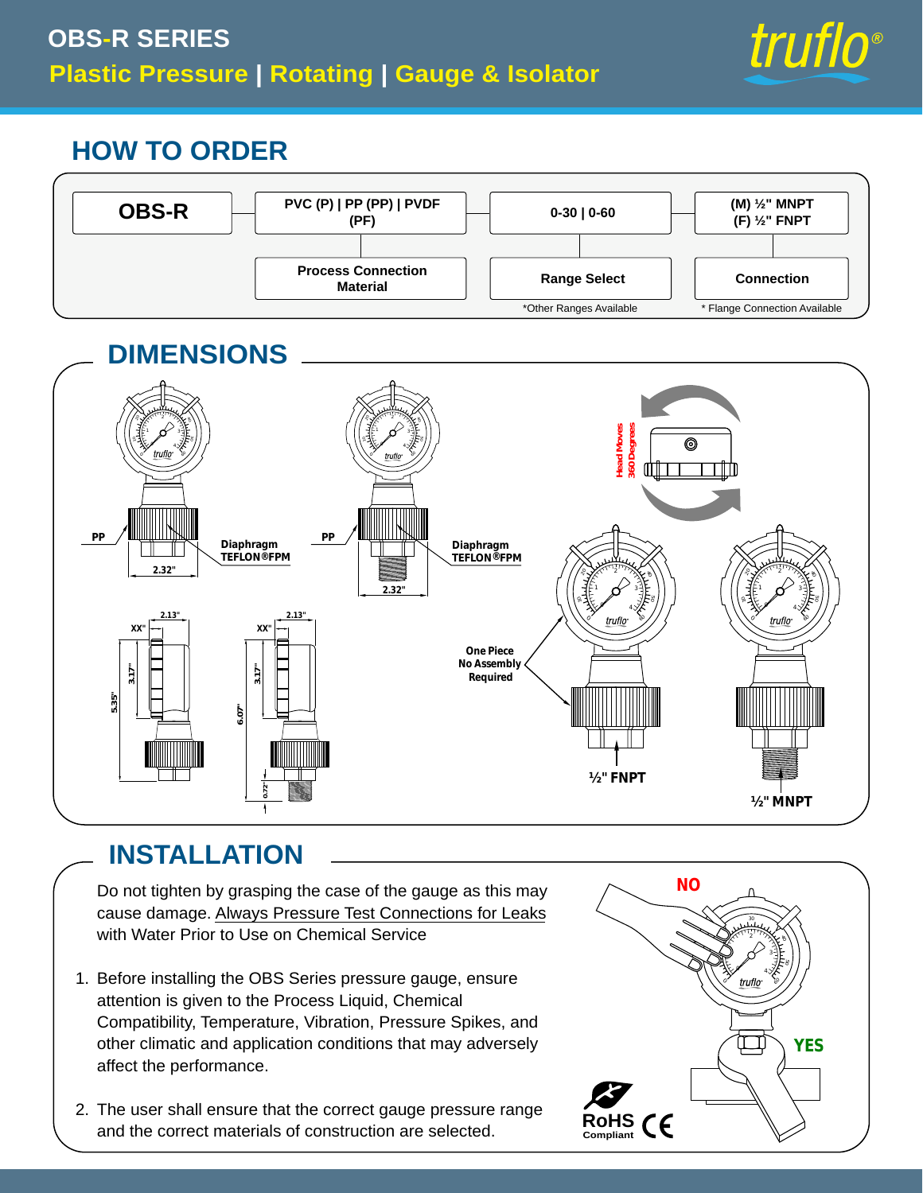**OBS-R SERIES**

**Plastic Pressure | Rotating | Gauge & Isolator**

truflo®

## HOW TO ORDER

| | | | |
|---|---|---|---|
| **OBS-R** | **PVC (P) \| PP (PP) \| PVDF (PF)** | **0-30 \| 0-60** | **(M) ½" MNPT (F) ½" FNPT** |
| | **Process Connection Material** | **Range Select** | **Connection** |
| | | *Other Ranges Available | * Flange Connection Available |

## DIMENSIONS

PP

Diaphragm TEFLON®FPM

2.32"

PP

Diaphragm TEFLON®FPM

2.32"

Head Moves 360 Degrees

2.13"

XX"

3.17"

5.35"

2.13"

XX"

3.17"

6.07"

0.72"

One Piece No Assembly Required

½" FNPT

½" MNPT

## INSTALLATION

Do not tighten by grasping the case of the gauge as this may cause damage. Always Pressure Test Connections for Leaks with Water Prior to Use on Chemical Service

1. Before installing the OBS Series pressure gauge, ensure attention is given to the Process Liquid, Chemical Compatibility, Temperature, Vibration, Pressure Spikes, and other climatic and application conditions that may adversely affect the performance.

2. The user shall ensure that the correct gauge pressure range and the correct materials of construction are selected.

NO

YES

RoHS Compliant

CE